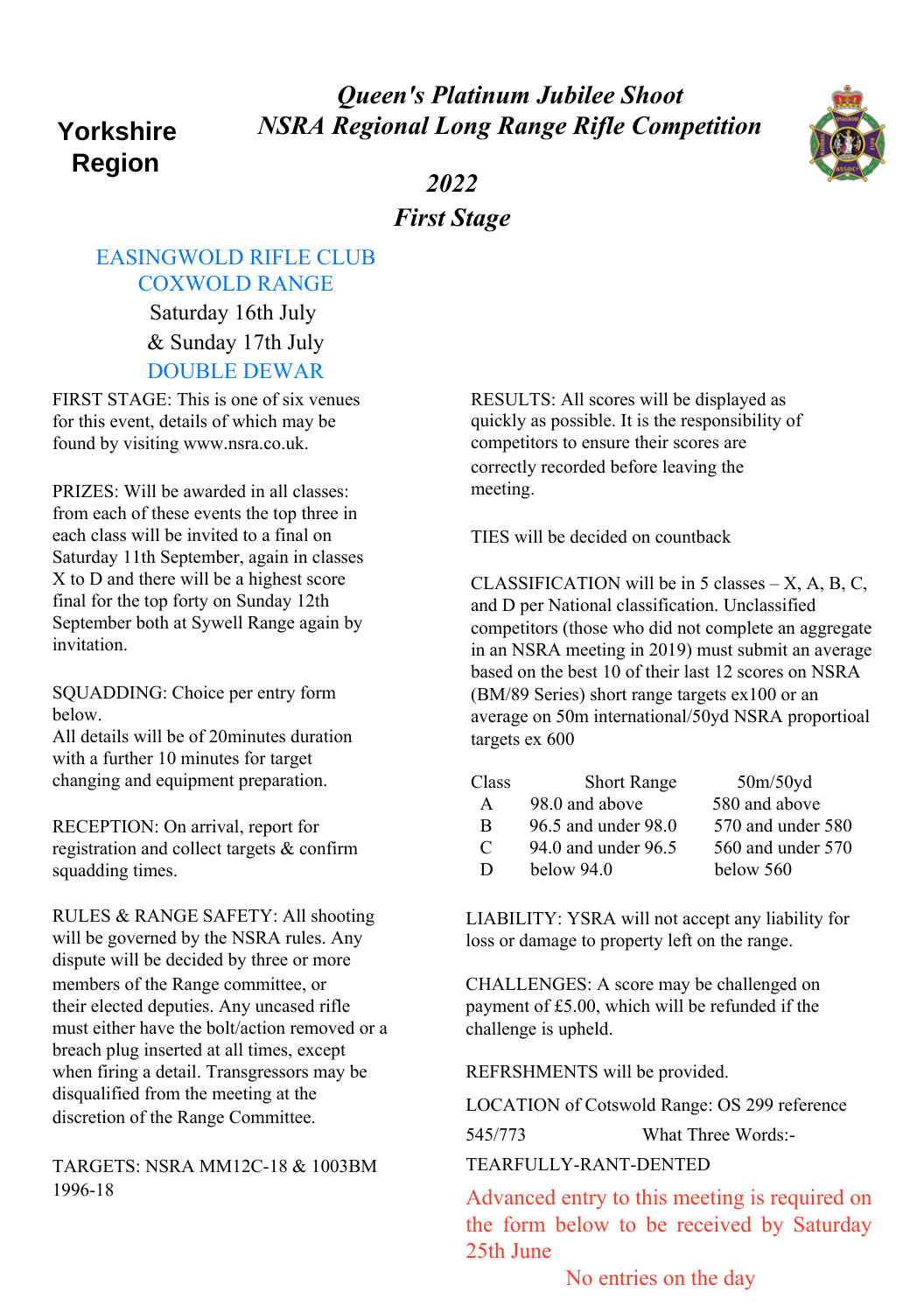**Yorkshire Region**

# *Queen's Platinum Jubilee Shoot*
# *NSRA Regional Long Range Rifle Competition*

## *2022*
## *First Stage*

EASINGWOLD RIFLE CLUB
COXWOLD RANGE
Saturday 16th July
& Sunday 17th July
DOUBLE DEWAR

FIRST STAGE: This is one of six venues for this event, details of which may be found by visiting www.nsra.co.uk.

PRIZES: Will be awarded in all classes: from each of these events the top three in each class will be invited to a final on Saturday 11th September, again in classes X to D and there will be a highest score final for the top forty on Sunday 12th September both at Sywell Range again by invitation.

SQUADDING: Choice per entry form below.
All details will be of 20minutes duration with a further 10 minutes for target changing and equipment preparation.

RECEPTION: On arrival, report for registration and collect targets & confirm squadding times.

RULES & RANGE SAFETY: All shooting will be governed by the NSRA rules. Any dispute will be decided by three or more members of the Range committee, or their elected deputies. Any uncased rifle must either have the bolt/action removed or a breach plug inserted at all times, except when firing a detail. Transgressors may be disqualified from the meeting at the discretion of the Range Committee.

TARGETS: NSRA MM12C-18 & 1003BM 1996-18

RESULTS: All scores will be displayed as quickly as possible. It is the responsibility of competitors to ensure their scores are correctly recorded before leaving the meeting.

TIES will be decided on countback

CLASSIFICATION will be in 5 classes – X, A, B, C, and D per National classification. Unclassified competitors (those who did not complete an aggregate in an NSRA meeting in 2019) must submit an average based on the best 10 of their last 12 scores on NSRA (BM/89 Series) short range targets ex100 or an average on 50m international/50yd NSRA proportioal targets ex 600

| Class | Short Range | 50m/50yd |
|---|---|---|
| A | 98.0 and above | 580 and above |
| B | 96.5 and under 98.0 | 570 and under 580 |
| C | 94.0 and under 96.5 | 560 and under 570 |
| D | below 94.0 | below 560 |

LIABILITY: YSRA will not accept any liability for loss or damage to property left on the range.

CHALLENGES: A score may be challenged on payment of £5.00, which will be refunded if the challenge is upheld.

REFRSHMENTS will be provided.

LOCATION of Cotswold Range: OS 299 reference 545/773 What Three Words:- TEARFULLY-RANT-DENTED

Advanced entry to this meeting is required on the form below to be received by Saturday 25th June

No entries on the day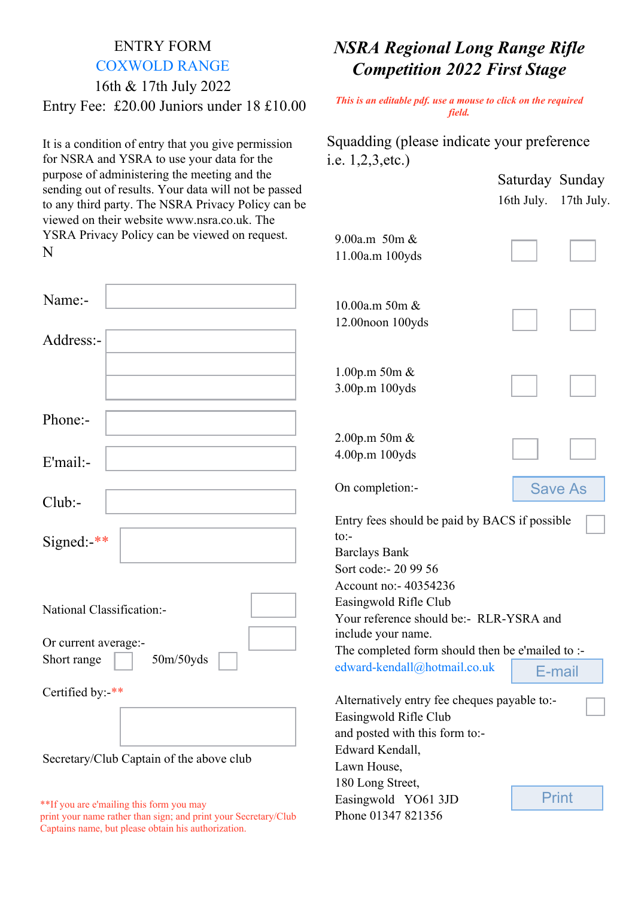ENTRY FORM

COXWOLD RANGE

16th & 17th July 2022

Entry Fee: £20.00 Juniors under 18 £10.00

# *NSRA Regional Long Range Rifle Competition 2022 First Stage*

***This is an editable pdf. use a mouse to click on the required field.***

It is a condition of entry that you give permission for NSRA and YSRA to use your data for the purpose of administering the meeting and the sending out of results. Your data will not be passed to any third party. The NSRA Privacy Policy can be viewed on their website www.nsra.co.uk. The YSRA Privacy Policy can be viewed on request.

N

Name:-

Address:-

Phone:-

E'mail:-

Club:-

Signed:-**

National Classification:-

Or current average:-

Short range ☐ 50m/50yds ☐

Certified by:-**

Secretary/Club Captain of the above club

**If you are e'mailing this form you may print your name rather than sign; and print your Secretary/Club Captains name, but please obtain his authorization.

Squadding (please indicate your preference i.e. 1,2,3,etc.)

| | Saturday 16th July. | Sunday 17th July. |
|---|---|---|
| 9.00a.m 50m & 11.00a.m 100yds | | |
| 10.00a.m 50m & 12.00noon 100yds | | |
| 1.00p.m 50m & 3.00p.m 100yds | | |
| 2.00p.m 50m & 4.00p.m 100yds | | |

On completion:- Save As

Entry fees should be paid by BACS if possible to:- ☐

Barclays Bank

Sort code:- 20 99 56

Account no:- 40354236

Easingwold Rifle Club

Your reference should be:- RLR-YSRA and include your name.

The completed form should then be e'mailed to :-

edward-kendall@hotmail.co.uk E-mail

Alternatively entry fee cheques payable to:- ☐

Easingwold Rifle Club

and posted with this form to:-

Edward Kendall,

Lawn House,

180 Long Street,

Easingwold YO61 3JD

Phone 01347 821356

Print